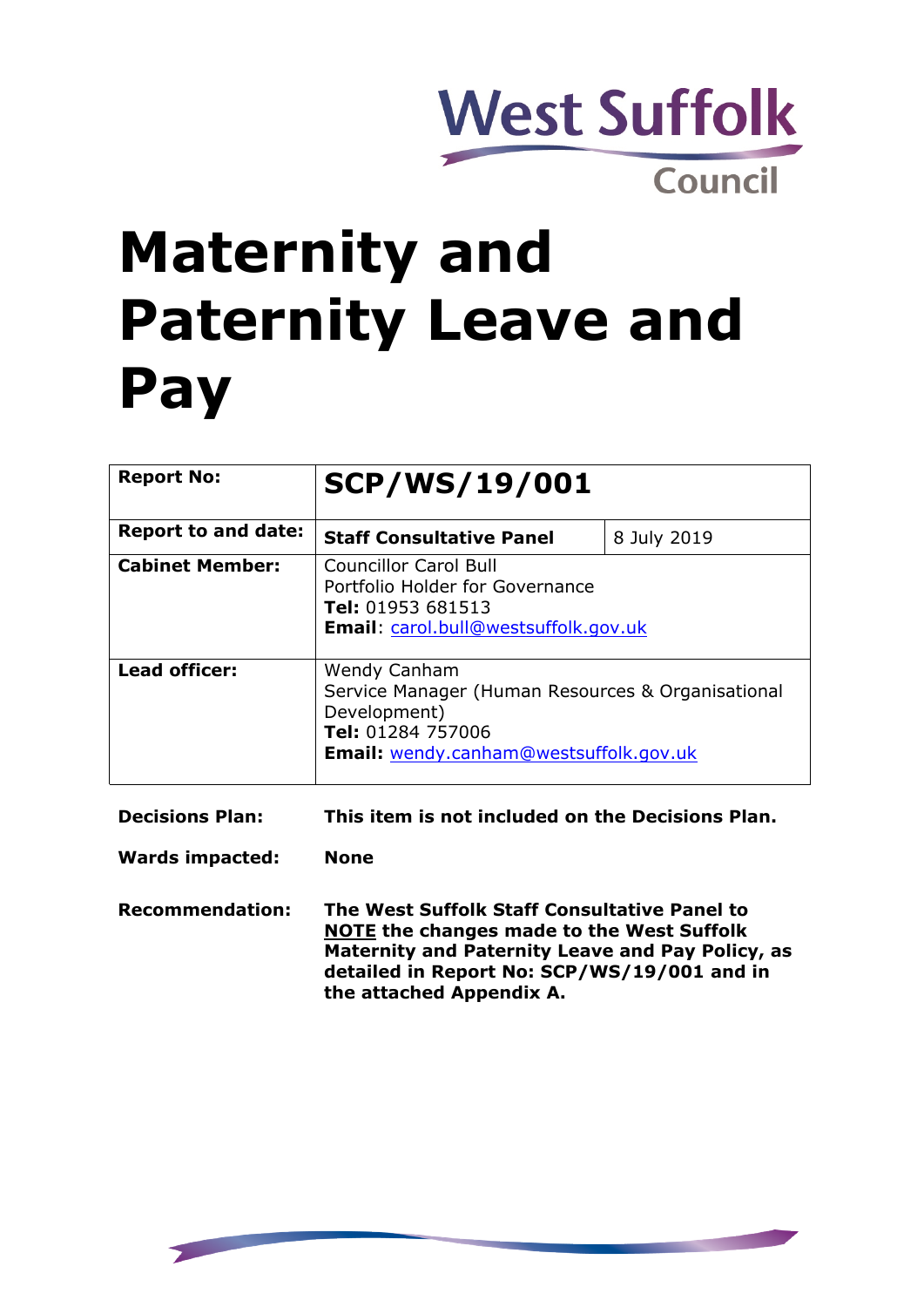West Suffolk Council

# Maternity and Paternity Leave and Pay

| **Report No:** | **SCP/WS/19/001** | |
|---|---|---|
| **Report to and date:** | **Staff Consultative Panel** | 8 July 2019 |
| **Cabinet Member:** | Councillor Carol Bull<br>Portfolio Holder for Governance<br>**Tel:** 01953 681513<br>**Email**: carol.bull@westsuffolk.gov.uk | |
| **Lead officer:** | Wendy Canham<br>Service Manager (Human Resources & Organisational Development)<br>**Tel:** 01284 757006<br>**Email:** wendy.canham@westsuffolk.gov.uk | |

**Decisions Plan:** **This item is not included on the Decisions Plan.**

**Wards impacted:** **None**

**Recommendation:** **The West Suffolk Staff Consultative Panel to NOTE the changes made to the West Suffolk Maternity and Paternity Leave and Pay Policy, as detailed in Report No: SCP/WS/19/001 and in the attached Appendix A.**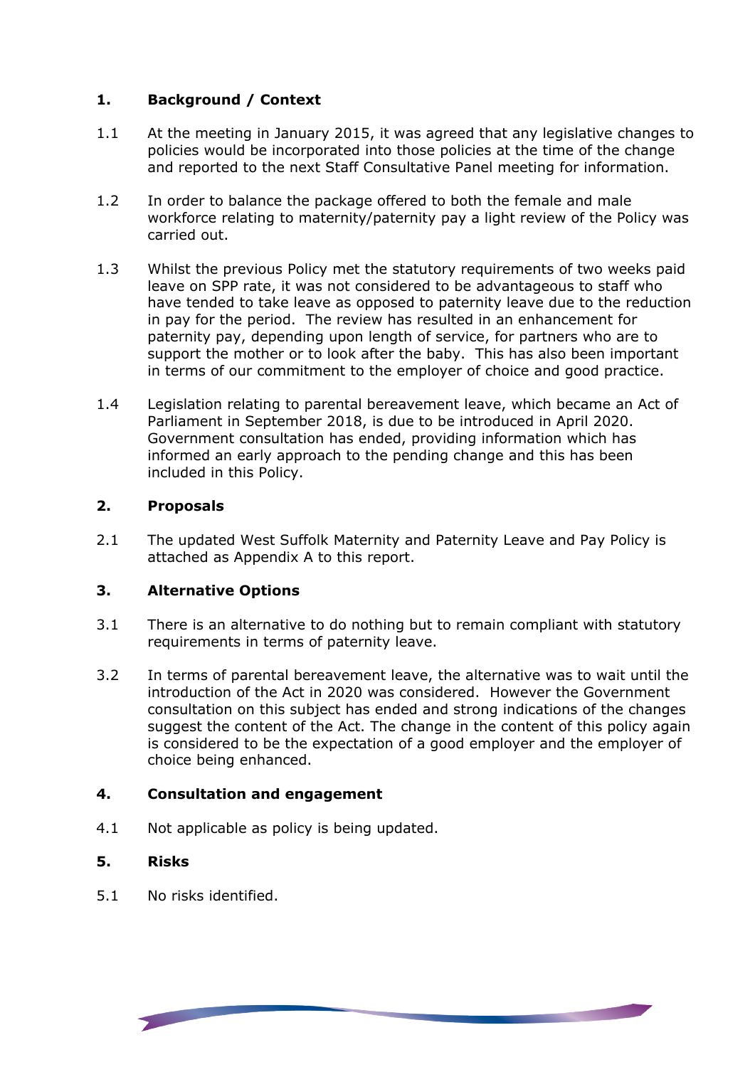## 1. Background / Context

1.1 At the meeting in January 2015, it was agreed that any legislative changes to policies would be incorporated into those policies at the time of the change and reported to the next Staff Consultative Panel meeting for information.

1.2 In order to balance the package offered to both the female and male workforce relating to maternity/paternity pay a light review of the Policy was carried out.

1.3 Whilst the previous Policy met the statutory requirements of two weeks paid leave on SPP rate, it was not considered to be advantageous to staff who have tended to take leave as opposed to paternity leave due to the reduction in pay for the period. The review has resulted in an enhancement for paternity pay, depending upon length of service, for partners who are to support the mother or to look after the baby. This has also been important in terms of our commitment to the employer of choice and good practice.

1.4 Legislation relating to parental bereavement leave, which became an Act of Parliament in September 2018, is due to be introduced in April 2020. Government consultation has ended, providing information which has informed an early approach to the pending change and this has been included in this Policy.

## 2. Proposals

2.1 The updated West Suffolk Maternity and Paternity Leave and Pay Policy is attached as Appendix A to this report.

## 3. Alternative Options

3.1 There is an alternative to do nothing but to remain compliant with statutory requirements in terms of paternity leave.

3.2 In terms of parental bereavement leave, the alternative was to wait until the introduction of the Act in 2020 was considered. However the Government consultation on this subject has ended and strong indications of the changes suggest the content of the Act. The change in the content of this policy again is considered to be the expectation of a good employer and the employer of choice being enhanced.

## 4. Consultation and engagement

4.1 Not applicable as policy is being updated.

## 5. Risks

5.1 No risks identified.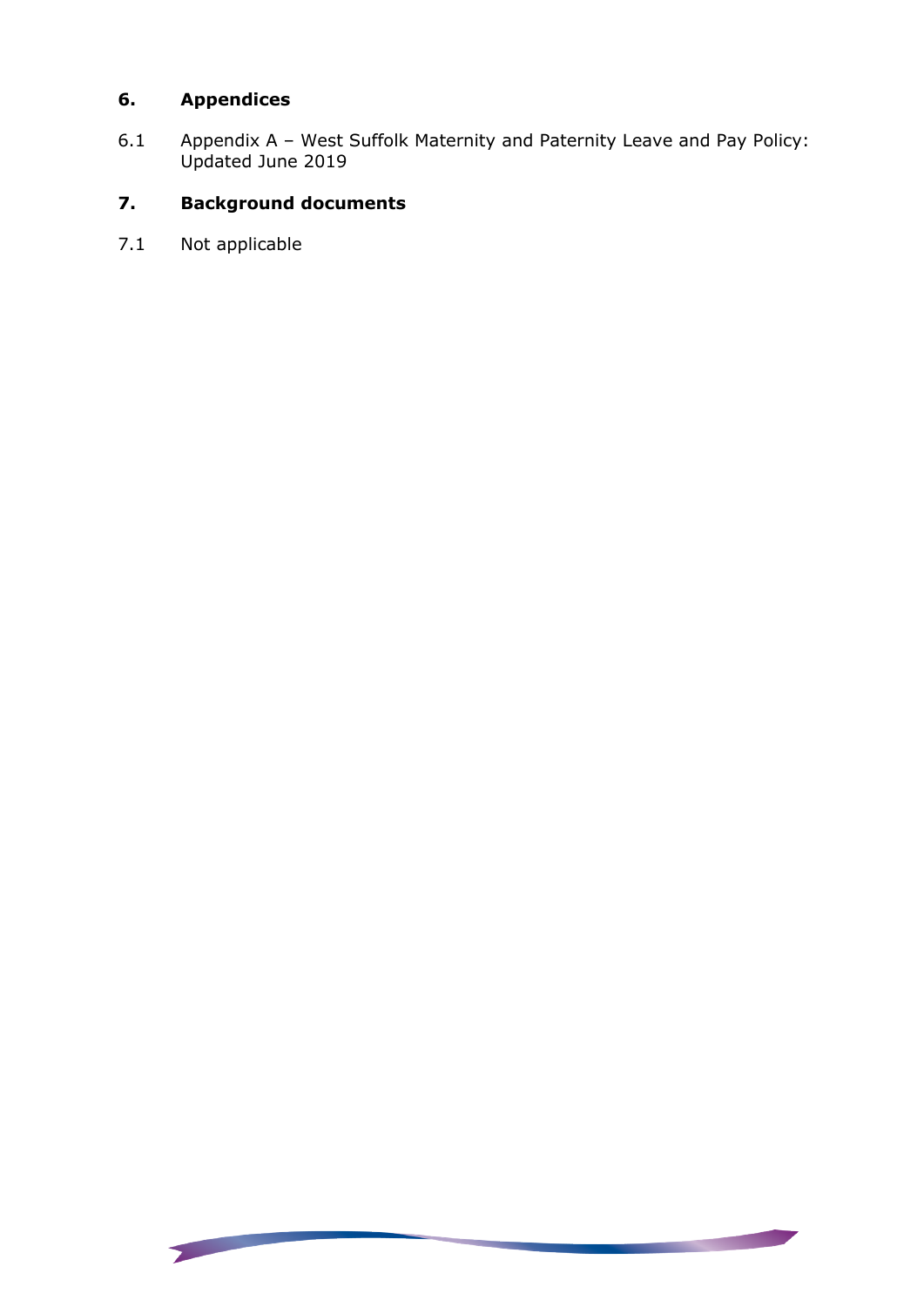## 6. Appendices

6.1 Appendix A – West Suffolk Maternity and Paternity Leave and Pay Policy: Updated June 2019

## 7. Background documents

7.1 Not applicable